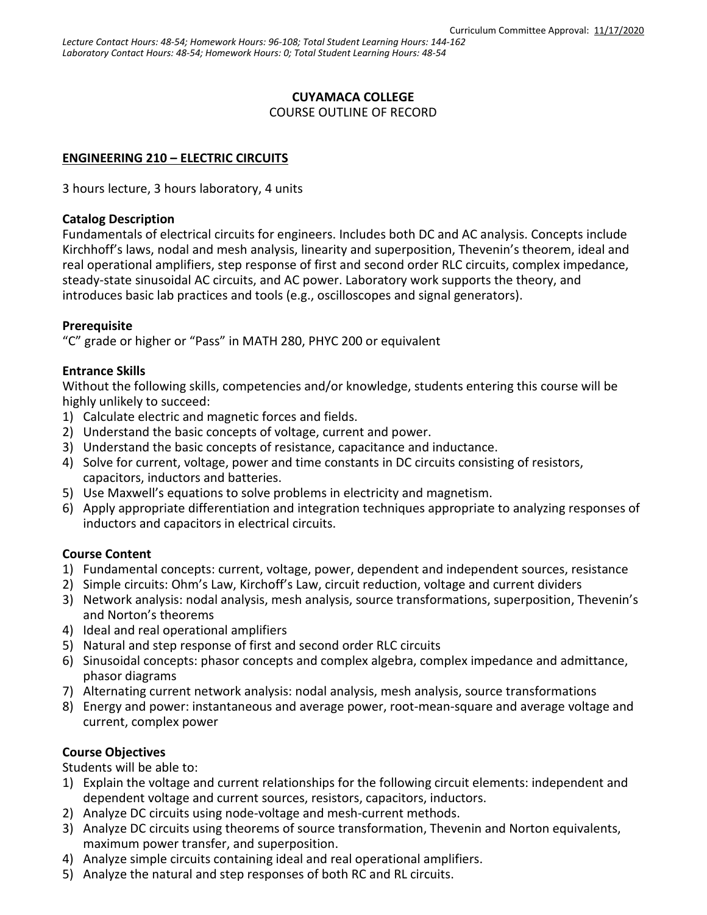Curriculum Committee Approval: 11/17/2020

*Lecture Contact Hours: 48-54; Homework Hours: 96-108; Total Student Learning Hours: 144-162*
*Laboratory Contact Hours: 48-54; Homework Hours: 0; Total Student Learning Hours: 48-54*

**CUYAMACA COLLEGE**

COURSE OUTLINE OF RECORD

**ENGINEERING 210 – ELECTRIC CIRCUITS**

3 hours lecture, 3 hours laboratory, 4 units

**Catalog Description**

Fundamentals of electrical circuits for engineers. Includes both DC and AC analysis. Concepts include Kirchhoff's laws, nodal and mesh analysis, linearity and superposition, Thevenin's theorem, ideal and real operational amplifiers, step response of first and second order RLC circuits, complex impedance, steady-state sinusoidal AC circuits, and AC power. Laboratory work supports the theory, and introduces basic lab practices and tools (e.g., oscilloscopes and signal generators).

**Prerequisite**

"C" grade or higher or "Pass" in MATH 280, PHYC 200 or equivalent

**Entrance Skills**

Without the following skills, competencies and/or knowledge, students entering this course will be highly unlikely to succeed:

1) Calculate electric and magnetic forces and fields.
2) Understand the basic concepts of voltage, current and power.
3) Understand the basic concepts of resistance, capacitance and inductance.
4) Solve for current, voltage, power and time constants in DC circuits consisting of resistors, capacitors, inductors and batteries.
5) Use Maxwell's equations to solve problems in electricity and magnetism.
6) Apply appropriate differentiation and integration techniques appropriate to analyzing responses of inductors and capacitors in electrical circuits.

**Course Content**

1) Fundamental concepts: current, voltage, power, dependent and independent sources, resistance
2) Simple circuits: Ohm's Law, Kirchoff's Law, circuit reduction, voltage and current dividers
3) Network analysis: nodal analysis, mesh analysis, source transformations, superposition, Thevenin's and Norton's theorems
4) Ideal and real operational amplifiers
5) Natural and step response of first and second order RLC circuits
6) Sinusoidal concepts: phasor concepts and complex algebra, complex impedance and admittance, phasor diagrams
7) Alternating current network analysis: nodal analysis, mesh analysis, source transformations
8) Energy and power: instantaneous and average power, root-mean-square and average voltage and current, complex power

**Course Objectives**

Students will be able to:

1) Explain the voltage and current relationships for the following circuit elements: independent and dependent voltage and current sources, resistors, capacitors, inductors.
2) Analyze DC circuits using node-voltage and mesh-current methods.
3) Analyze DC circuits using theorems of source transformation, Thevenin and Norton equivalents, maximum power transfer, and superposition.
4) Analyze simple circuits containing ideal and real operational amplifiers.
5) Analyze the natural and step responses of both RC and RL circuits.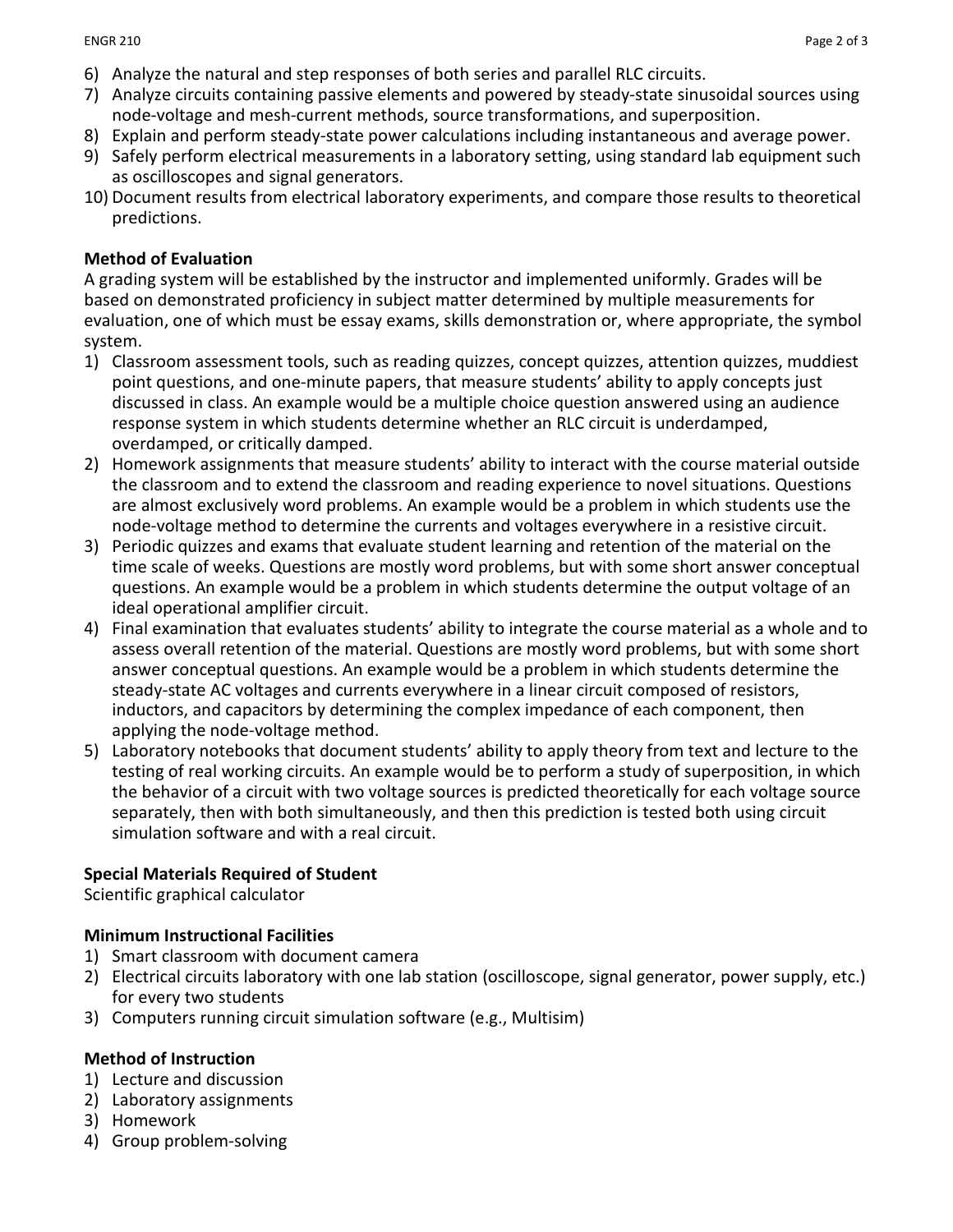6) Analyze the natural and step responses of both series and parallel RLC circuits.
7) Analyze circuits containing passive elements and powered by steady-state sinusoidal sources using node-voltage and mesh-current methods, source transformations, and superposition.
8) Explain and perform steady-state power calculations including instantaneous and average power.
9) Safely perform electrical measurements in a laboratory setting, using standard lab equipment such as oscilloscopes and signal generators.
10) Document results from electrical laboratory experiments, and compare those results to theoretical predictions.

**Method of Evaluation**

A grading system will be established by the instructor and implemented uniformly. Grades will be based on demonstrated proficiency in subject matter determined by multiple measurements for evaluation, one of which must be essay exams, skills demonstration or, where appropriate, the symbol system.

1) Classroom assessment tools, such as reading quizzes, concept quizzes, attention quizzes, muddiest point questions, and one-minute papers, that measure students' ability to apply concepts just discussed in class. An example would be a multiple choice question answered using an audience response system in which students determine whether an RLC circuit is underdamped, overdamped, or critically damped.
2) Homework assignments that measure students' ability to interact with the course material outside the classroom and to extend the classroom and reading experience to novel situations. Questions are almost exclusively word problems. An example would be a problem in which students use the node-voltage method to determine the currents and voltages everywhere in a resistive circuit.
3) Periodic quizzes and exams that evaluate student learning and retention of the material on the time scale of weeks. Questions are mostly word problems, but with some short answer conceptual questions. An example would be a problem in which students determine the output voltage of an ideal operational amplifier circuit.
4) Final examination that evaluates students' ability to integrate the course material as a whole and to assess overall retention of the material. Questions are mostly word problems, but with some short answer conceptual questions. An example would be a problem in which students determine the steady-state AC voltages and currents everywhere in a linear circuit composed of resistors, inductors, and capacitors by determining the complex impedance of each component, then applying the node-voltage method.
5) Laboratory notebooks that document students' ability to apply theory from text and lecture to the testing of real working circuits. An example would be to perform a study of superposition, in which the behavior of a circuit with two voltage sources is predicted theoretically for each voltage source separately, then with both simultaneously, and then this prediction is tested both using circuit simulation software and with a real circuit.

**Special Materials Required of Student**

Scientific graphical calculator

**Minimum Instructional Facilities**

1) Smart classroom with document camera
2) Electrical circuits laboratory with one lab station (oscilloscope, signal generator, power supply, etc.) for every two students
3) Computers running circuit simulation software (e.g., Multisim)

**Method of Instruction**

1) Lecture and discussion
2) Laboratory assignments
3) Homework
4) Group problem-solving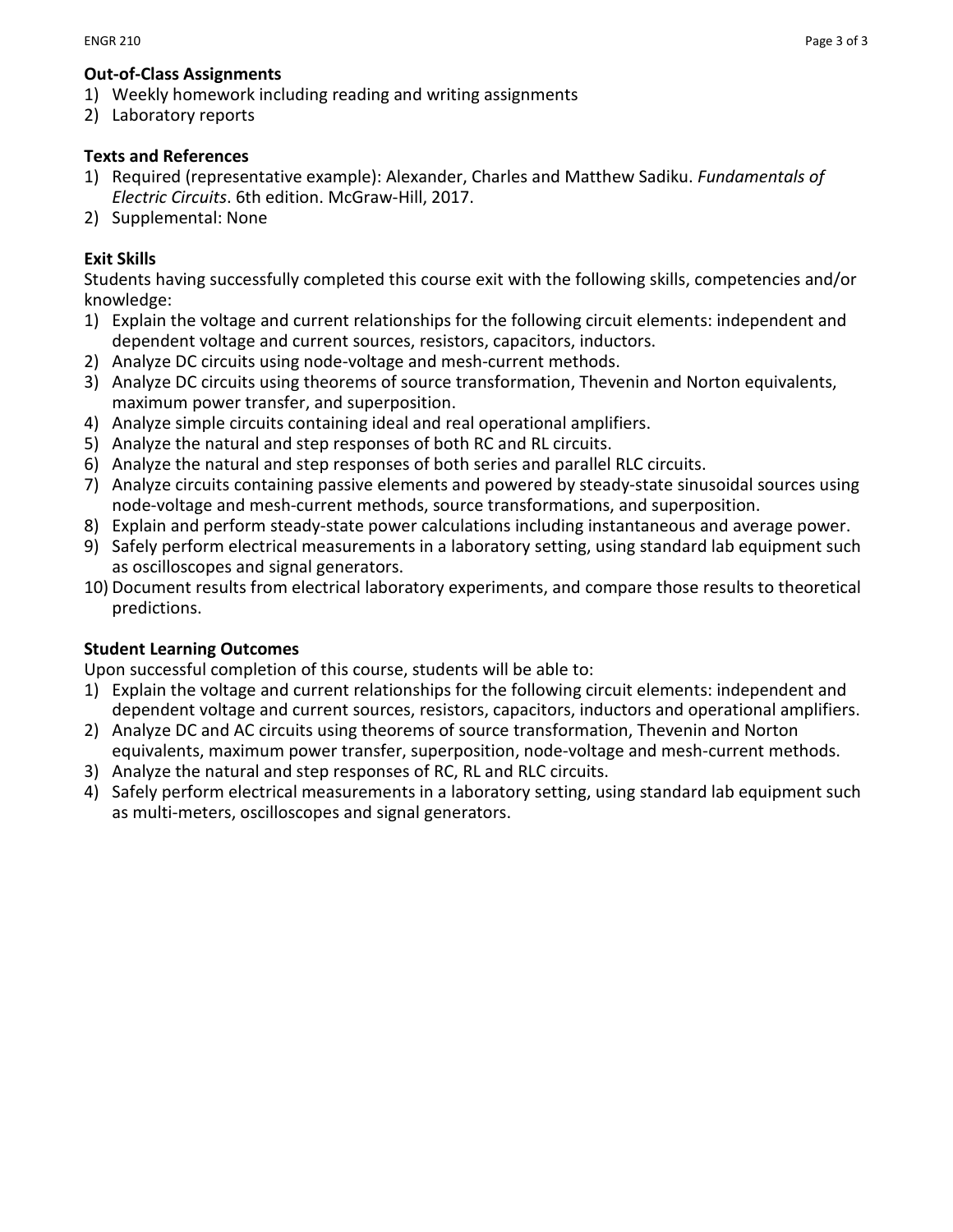**Out-of-Class Assignments**

1) Weekly homework including reading and writing assignments
2) Laboratory reports

**Texts and References**

1) Required (representative example): Alexander, Charles and Matthew Sadiku. *Fundamentals of Electric Circuits*. 6th edition. McGraw-Hill, 2017.
2) Supplemental: None

**Exit Skills**

Students having successfully completed this course exit with the following skills, competencies and/or knowledge:

1) Explain the voltage and current relationships for the following circuit elements: independent and dependent voltage and current sources, resistors, capacitors, inductors.
2) Analyze DC circuits using node-voltage and mesh-current methods.
3) Analyze DC circuits using theorems of source transformation, Thevenin and Norton equivalents, maximum power transfer, and superposition.
4) Analyze simple circuits containing ideal and real operational amplifiers.
5) Analyze the natural and step responses of both RC and RL circuits.
6) Analyze the natural and step responses of both series and parallel RLC circuits.
7) Analyze circuits containing passive elements and powered by steady-state sinusoidal sources using node-voltage and mesh-current methods, source transformations, and superposition.
8) Explain and perform steady-state power calculations including instantaneous and average power.
9) Safely perform electrical measurements in a laboratory setting, using standard lab equipment such as oscilloscopes and signal generators.
10) Document results from electrical laboratory experiments, and compare those results to theoretical predictions.

**Student Learning Outcomes**

Upon successful completion of this course, students will be able to:

1) Explain the voltage and current relationships for the following circuit elements: independent and dependent voltage and current sources, resistors, capacitors, inductors and operational amplifiers.
2) Analyze DC and AC circuits using theorems of source transformation, Thevenin and Norton equivalents, maximum power transfer, superposition, node-voltage and mesh-current methods.
3) Analyze the natural and step responses of RC, RL and RLC circuits.
4) Safely perform electrical measurements in a laboratory setting, using standard lab equipment such as multi-meters, oscilloscopes and signal generators.